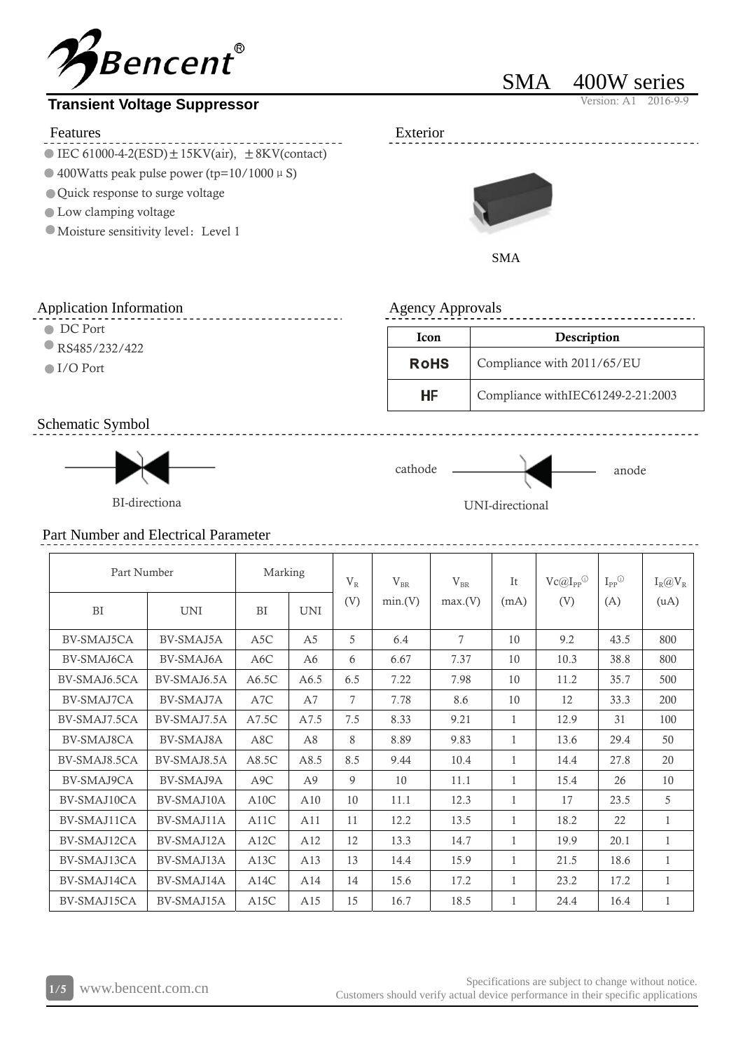# Bencent®

## Transient Voltage Suppressor

SMA 400W series

Version: A1 2016-9-9

### Features

- IEC 61000-4-2(ESD)±15KV(air), ±8KV(contact)
- 400Watts peak pulse power (tp=10/1000μS)
- Quick response to surge voltage
- Low clamping voltage
- Moisture sensitivity level: Level 1

### Exterior

SMA

### Application Information

- DC Port
- RS485/232/422
- I/O Port

### Agency Approvals

| Icon | Description |
|---|---|
| RoHS | Compliance with 2011/65/EU |
| HF | Compliance withIEC61249-2-21:2003 |

### Schematic Symbol

BI-directiona

cathode anode

UNI-directional

### Part Number and Electrical Parameter

| Part Number | | Marking | | $V_R$ | $V_{BR}$ | $V_{BR}$ | It | $Vc@I_{PP}$[1] | $I_{PP}$[1] | $I_R@V_R$ |
|---|---|---|---|---|---|---|---|---|---|---|
| BI | UNI | BI | UNI | (V) | min.(V) | max.(V) | (mA) | (V) | (A) | (uA) |
| BV-SMAJ5CA | BV-SMAJ5A | A5C | A5 | 5 | 6.4 | 7 | 10 | 9.2 | 43.5 | 800 |
| BV-SMAJ6CA | BV-SMAJ6A | A6C | A6 | 6 | 6.67 | 7.37 | 10 | 10.3 | 38.8 | 800 |
| BV-SMAJ6.5CA | BV-SMAJ6.5A | A6.5C | A6.5 | 6.5 | 7.22 | 7.98 | 10 | 11.2 | 35.7 | 500 |
| BV-SMAJ7CA | BV-SMAJ7A | A7C | A7 | 7 | 7.78 | 8.6 | 10 | 12 | 33.3 | 200 |
| BV-SMAJ7.5CA | BV-SMAJ7.5A | A7.5C | A7.5 | 7.5 | 8.33 | 9.21 | 1 | 12.9 | 31 | 100 |
| BV-SMAJ8CA | BV-SMAJ8A | A8C | A8 | 8 | 8.89 | 9.83 | 1 | 13.6 | 29.4 | 50 |
| BV-SMAJ8.5CA | BV-SMAJ8.5A | A8.5C | A8.5 | 8.5 | 9.44 | 10.4 | 1 | 14.4 | 27.8 | 20 |
| BV-SMAJ9CA | BV-SMAJ9A | A9C | A9 | 9 | 10 | 11.1 | 1 | 15.4 | 26 | 10 |
| BV-SMAJ10CA | BV-SMAJ10A | A10C | A10 | 10 | 11.1 | 12.3 | 1 | 17 | 23.5 | 5 |
| BV-SMAJ11CA | BV-SMAJ11A | A11C | A11 | 11 | 12.2 | 13.5 | 1 | 18.2 | 22 | 1 |
| BV-SMAJ12CA | BV-SMAJ12A | A12C | A12 | 12 | 13.3 | 14.7 | 1 | 19.9 | 20.1 | 1 |
| BV-SMAJ13CA | BV-SMAJ13A | A13C | A13 | 13 | 14.4 | 15.9 | 1 | 21.5 | 18.6 | 1 |
| BV-SMAJ14CA | BV-SMAJ14A | A14C | A14 | 14 | 15.6 | 17.2 | 1 | 23.2 | 17.2 | 1 |
| BV-SMAJ15CA | BV-SMAJ15A | A15C | A15 | 15 | 16.7 | 18.5 | 1 | 24.4 | 16.4 | 1 |

www.bencent.com.cn

Specifications are subject to change without notice.
Customers should verify actual device performance in their specific applications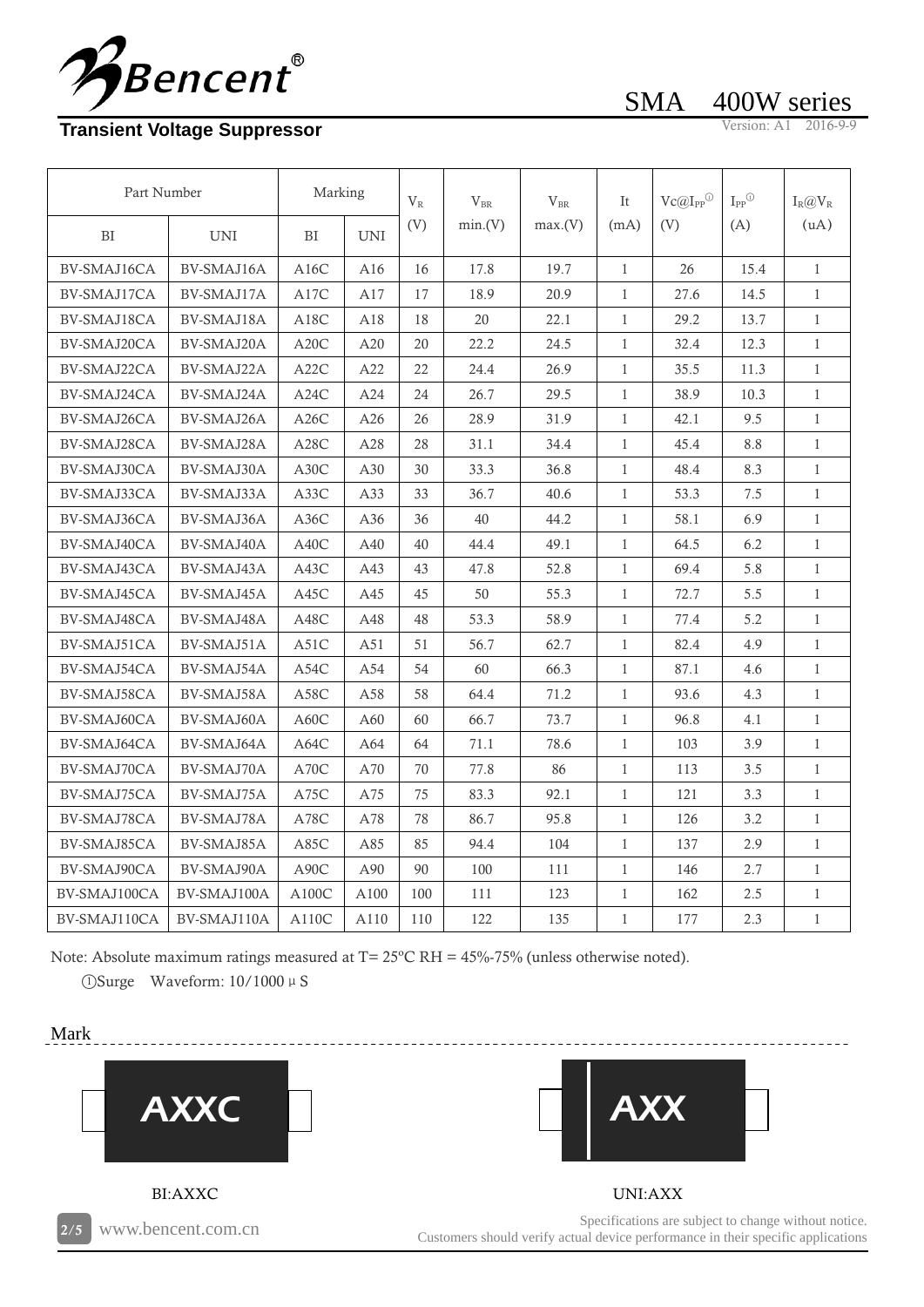# SMA 400W series

**Transient Voltage Suppressor**

Version: A1 2016-9-9

| Part Number | | Marking | | $V_R$ (V) | $V_{BR}$ min.(V) | $V_{BR}$ max.(V) | It (mA) | $Vc@I_{PP}$[①] (V) | $I_{PP}$[①] (A) | $I_R@V_R$ (uA) |
|---|---|---|---|---|---|---|---|---|---|---|
| BI | UNI | BI | UNI | | | | | | | |
| BV-SMAJ16CA | BV-SMAJ16A | A16C | A16 | 16 | 17.8 | 19.7 | 1 | 26 | 15.4 | 1 |
| BV-SMAJ17CA | BV-SMAJ17A | A17C | A17 | 17 | 18.9 | 20.9 | 1 | 27.6 | 14.5 | 1 |
| BV-SMAJ18CA | BV-SMAJ18A | A18C | A18 | 18 | 20 | 22.1 | 1 | 29.2 | 13.7 | 1 |
| BV-SMAJ20CA | BV-SMAJ20A | A20C | A20 | 20 | 22.2 | 24.5 | 1 | 32.4 | 12.3 | 1 |
| BV-SMAJ22CA | BV-SMAJ22A | A22C | A22 | 22 | 24.4 | 26.9 | 1 | 35.5 | 11.3 | 1 |
| BV-SMAJ24CA | BV-SMAJ24A | A24C | A24 | 24 | 26.7 | 29.5 | 1 | 38.9 | 10.3 | 1 |
| BV-SMAJ26CA | BV-SMAJ26A | A26C | A26 | 26 | 28.9 | 31.9 | 1 | 42.1 | 9.5 | 1 |
| BV-SMAJ28CA | BV-SMAJ28A | A28C | A28 | 28 | 31.1 | 34.4 | 1 | 45.4 | 8.8 | 1 |
| BV-SMAJ30CA | BV-SMAJ30A | A30C | A30 | 30 | 33.3 | 36.8 | 1 | 48.4 | 8.3 | 1 |
| BV-SMAJ33CA | BV-SMAJ33A | A33C | A33 | 33 | 36.7 | 40.6 | 1 | 53.3 | 7.5 | 1 |
| BV-SMAJ36CA | BV-SMAJ36A | A36C | A36 | 36 | 40 | 44.2 | 1 | 58.1 | 6.9 | 1 |
| BV-SMAJ40CA | BV-SMAJ40A | A40C | A40 | 40 | 44.4 | 49.1 | 1 | 64.5 | 6.2 | 1 |
| BV-SMAJ43CA | BV-SMAJ43A | A43C | A43 | 43 | 47.8 | 52.8 | 1 | 69.4 | 5.8 | 1 |
| BV-SMAJ45CA | BV-SMAJ45A | A45C | A45 | 45 | 50 | 55.3 | 1 | 72.7 | 5.5 | 1 |
| BV-SMAJ48CA | BV-SMAJ48A | A48C | A48 | 48 | 53.3 | 58.9 | 1 | 77.4 | 5.2 | 1 |
| BV-SMAJ51CA | BV-SMAJ51A | A51C | A51 | 51 | 56.7 | 62.7 | 1 | 82.4 | 4.9 | 1 |
| BV-SMAJ54CA | BV-SMAJ54A | A54C | A54 | 54 | 60 | 66.3 | 1 | 87.1 | 4.6 | 1 |
| BV-SMAJ58CA | BV-SMAJ58A | A58C | A58 | 58 | 64.4 | 71.2 | 1 | 93.6 | 4.3 | 1 |
| BV-SMAJ60CA | BV-SMAJ60A | A60C | A60 | 60 | 66.7 | 73.7 | 1 | 96.8 | 4.1 | 1 |
| BV-SMAJ64CA | BV-SMAJ64A | A64C | A64 | 64 | 71.1 | 78.6 | 1 | 103 | 3.9 | 1 |
| BV-SMAJ70CA | BV-SMAJ70A | A70C | A70 | 70 | 77.8 | 86 | 1 | 113 | 3.5 | 1 |
| BV-SMAJ75CA | BV-SMAJ75A | A75C | A75 | 75 | 83.3 | 92.1 | 1 | 121 | 3.3 | 1 |
| BV-SMAJ78CA | BV-SMAJ78A | A78C | A78 | 78 | 86.7 | 95.8 | 1 | 126 | 3.2 | 1 |
| BV-SMAJ85CA | BV-SMAJ85A | A85C | A85 | 85 | 94.4 | 104 | 1 | 137 | 2.9 | 1 |
| BV-SMAJ90CA | BV-SMAJ90A | A90C | A90 | 90 | 100 | 111 | 1 | 146 | 2.7 | 1 |
| BV-SMAJ100CA | BV-SMAJ100A | A100C | A100 | 100 | 111 | 123 | 1 | 162 | 2.5 | 1 |
| BV-SMAJ110CA | BV-SMAJ110A | A110C | A110 | 110 | 122 | 135 | 1 | 177 | 2.3 | 1 |

Note: Absolute maximum ratings measured at T= 25℃ RH = 45%-75% (unless otherwise noted).

①Surge Waveform: 10/1000 μS

## Mark

AXXC

AXX

BI:AXXC

UNI:AXX

Specifications are subject to change without notice.
Customers should verify actual device performance in their specific applications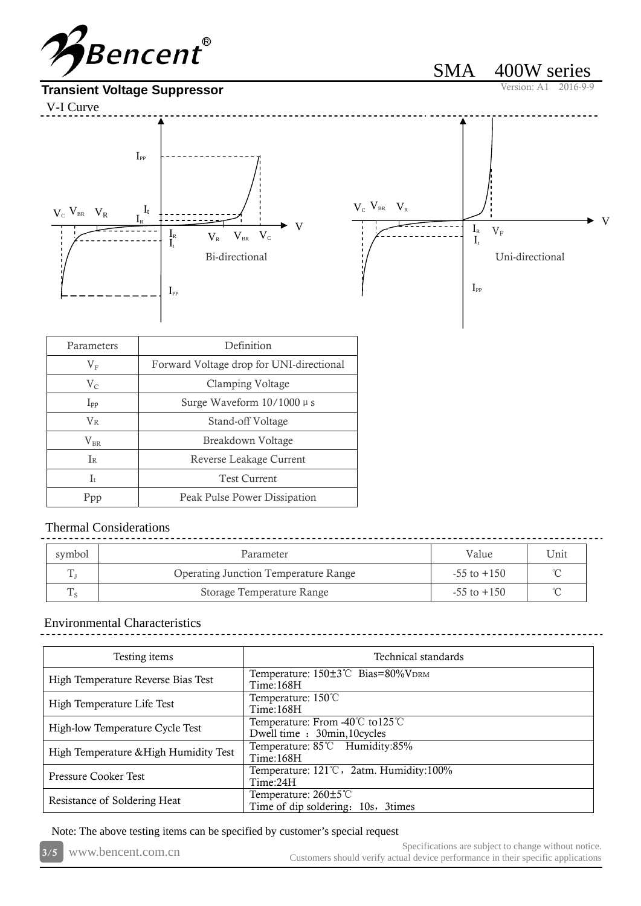**Transient Voltage Suppressor**

SMA 400W series

Version: A1 2016-9-9

## V-I Curve

Bi-directional

Uni-directional

| Parameters | Definition |
|---|---|
| $V_F$ | Forward Voltage drop for UNI-directional |
| $V_C$ | Clamping Voltage |
| $I_{pp}$ | Surge Waveform 10/1000 μs |
| $V_R$ | Stand-off Voltage |
| $V_{BR}$ | Breakdown Voltage |
| $I_R$ | Reverse Leakage Current |
| $I_t$ | Test Current |
| Ppp | Peak Pulse Power Dissipation |

## Thermal Considerations

| symbol | Parameter | Value | Unit |
|---|---|---|---|
| $T_J$ | Operating Junction Temperature Range | -55 to +150 | ℃ |
| $T_S$ | Storage Temperature Range | -55 to +150 | ℃ |

## Environmental Characteristics

| Testing items | Technical standards |
|---|---|
| High Temperature Reverse Bias Test | Temperature: 150±3℃ Bias=80%$V_{DRM}$ Time:168H |
| High Temperature Life Test | Temperature: 150℃ Time:168H |
| High-low Temperature Cycle Test | Temperature: From -40℃ to125℃ Dwell time ：30min,10cycles |
| High Temperature &High Humidity Test | Temperature: 85℃ Humidity:85% Time:168H |
| Pressure Cooker Test | Temperature: 121℃，2atm. Humidity:100% Time:24H |
| Resistance of Soldering Heat | Temperature: 260±5℃ Time of dip soldering：10s，3times |

Note: The above testing items can be specified by customer's special request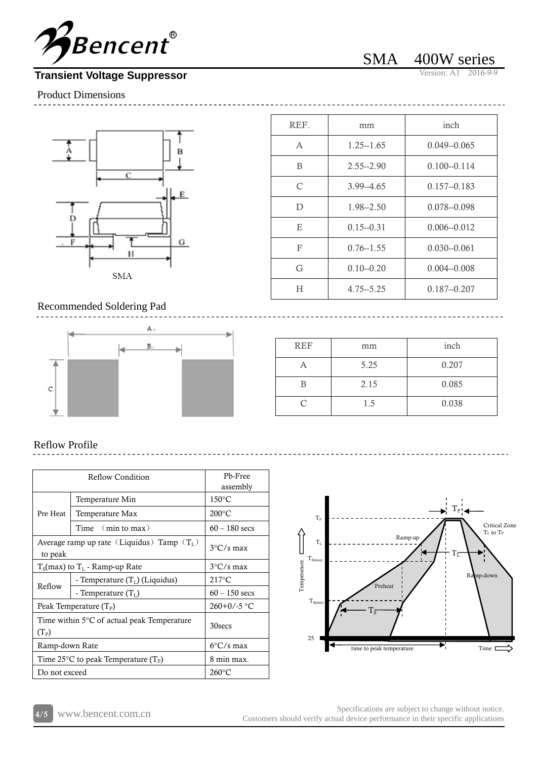# Transient Voltage Suppressor

SMA 400W series

Version: A1 2016-9-9

## Product Dimensions

| REF. | mm | inch |
|---|---|---|
| A | 1.25--1.65 | 0.049--0.065 |
| B | 2.55--2.90 | 0.100--0.114 |
| C | 3.99--4.65 | 0.157--0.183 |
| D | 1.98--2.50 | 0.078--0.098 |
| E | 0.15--0.31 | 0.006--0.012 |
| F | 0.76--1.55 | 0.030--0.061 |
| G | 0.10--0.20 | 0.004--0.008 |
| H | 4.75--5.25 | 0.187--0.207 |

SMA

## Recommended Soldering Pad

| REF | mm | inch |
|---|---|---|
| A | 5.25 | 0.207 |
| B | 2.15 | 0.085 |
| C | 1.5 | 0.038 |

## Reflow Profile

| Reflow Condition | | Pb-Free assembly |
|---|---|---|
| Pre Heat | Temperature Min | 150°C |
| | Temperature Max | 200°C |
| | Time （min to max） | 60 – 180 secs |
| Average ramp up rate（Liquidus）Tamp（$T_L$）to peak | | 3°C/s max |
| $T_S$(max) to $T_L$ - Ramp-up Rate | | 3°C/s max |
| Reflow | - Temperature ($T_L$) (Liquidus) | 217°C |
| | - Temperature ($T_L$) | 60 – 150 secs |
| Peak Temperature ($T_P$) | | 260+0/-5 °C |
| Time within 5°C of actual peak Temperature ($T_P$) | | 30secs |
| Ramp-down Rate | | 6°C/s max |
| Time 25°C to peak Temperature ($T_P$) | | 8 min max. |
| Do not exceed | | 260°C |

Specifications are subject to change without notice.
Customers should verify actual device performance in their specific applications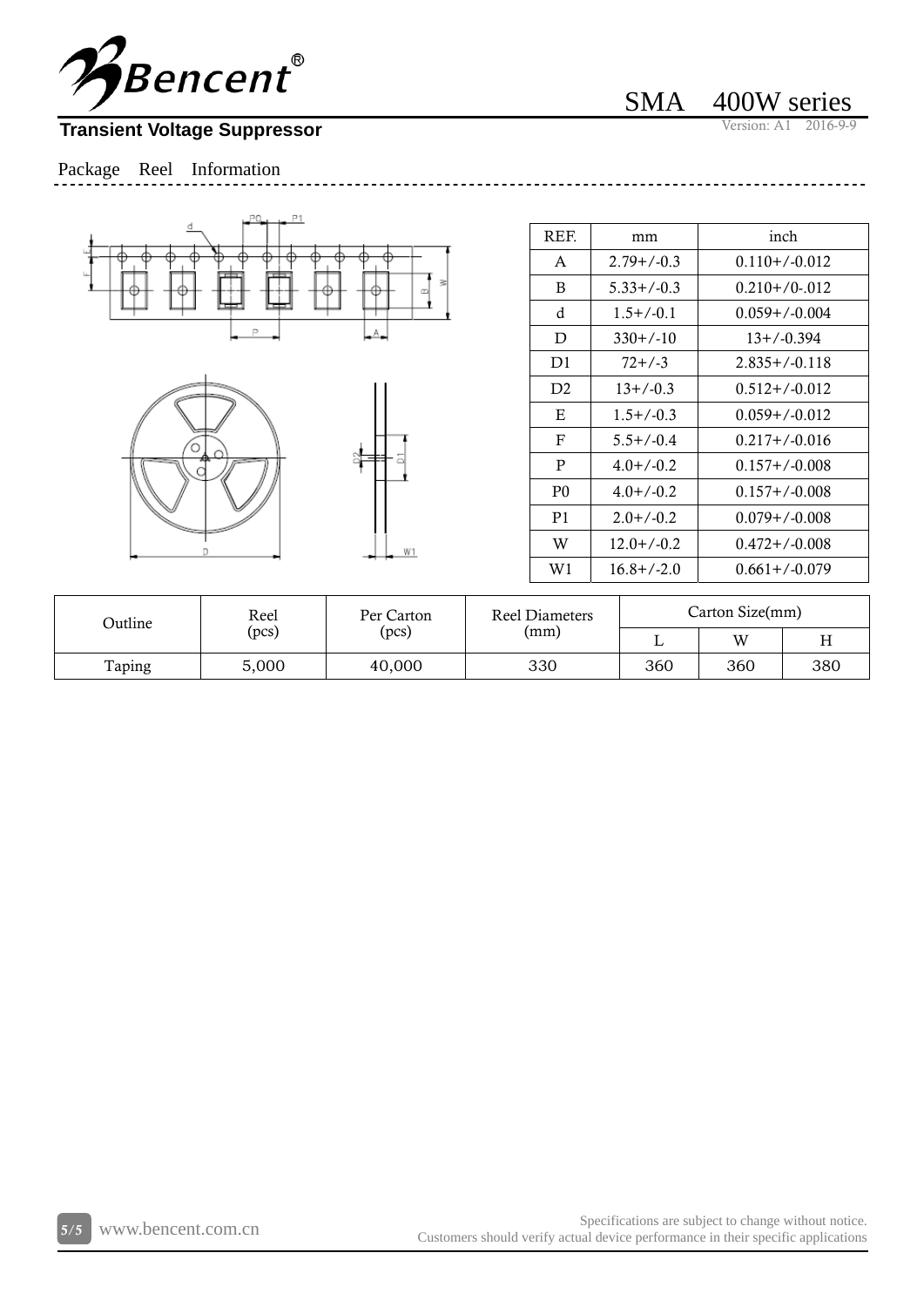## Package Reel Information

| REF. | mm | inch |
|---|---|---|
| A | 2.79+/-0.3 | 0.110+/-0.012 |
| B | 5.33+/-0.3 | 0.210+/0-.012 |
| d | 1.5+/-0.1 | 0.059+/-0.004 |
| D | 330+/-10 | 13+/-0.394 |
| D1 | 72+/-3 | 2.835+/-0.118 |
| D2 | 13+/-0.3 | 0.512+/-0.012 |
| E | 1.5+/-0.3 | 0.059+/-0.012 |
| F | 5.5+/-0.4 | 0.217+/-0.016 |
| P | 4.0+/-0.2 | 0.157+/-0.008 |
| P0 | 4.0+/-0.2 | 0.157+/-0.008 |
| P1 | 2.0+/-0.2 | 0.079+/-0.008 |
| W | 12.0+/-0.2 | 0.472+/-0.008 |
| W1 | 16.8+/-2.0 | 0.661+/-0.079 |

| Outline | Reel (pcs) | Per Carton (pcs) | Reel Diameters (mm) | Carton Size(mm) | | |
|---|---|---|---|---|---|---|
| | | | | L | W | H |
| Taping | 5,000 | 40,000 | 330 | 360 | 360 | 380 |